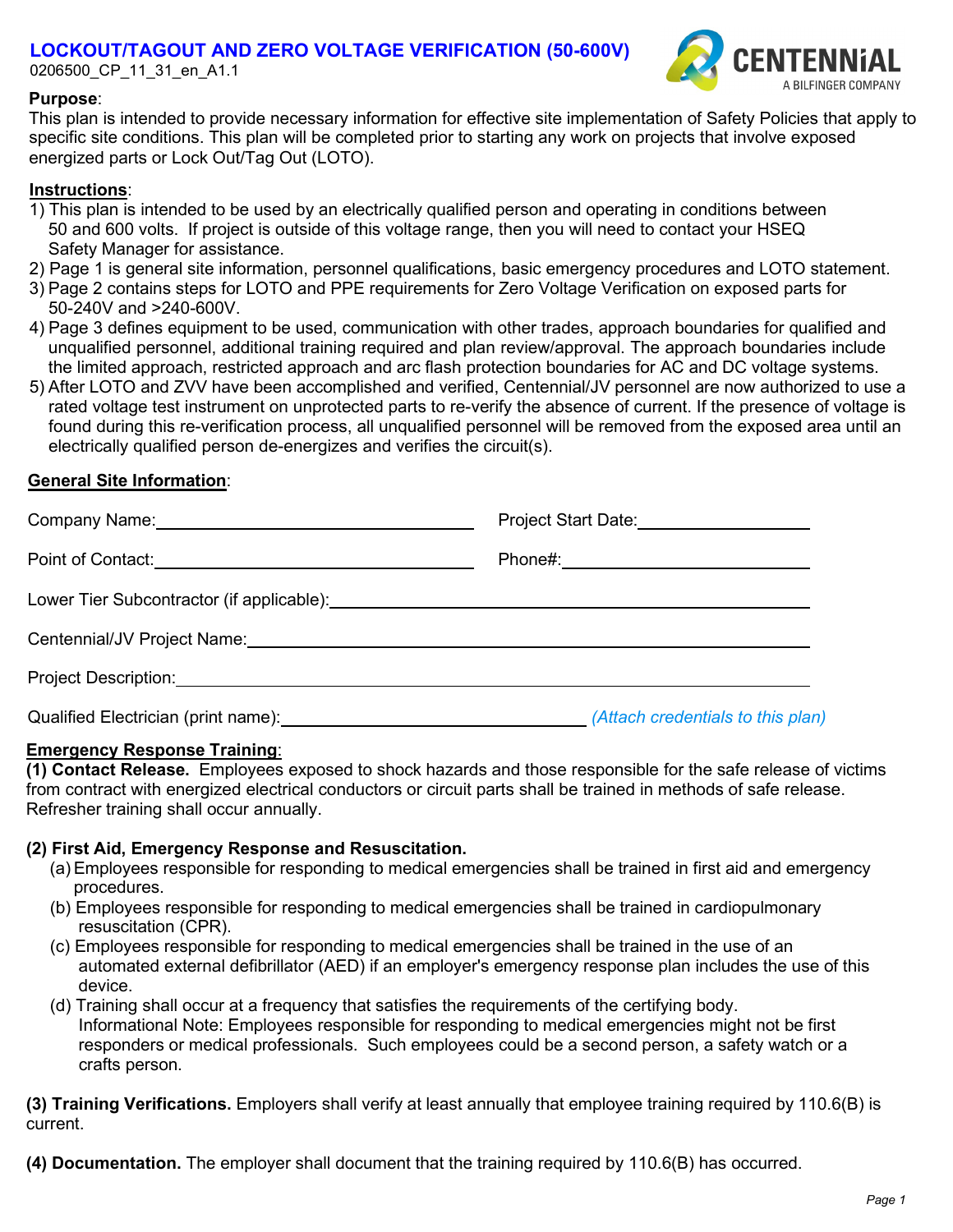# LOCKOUT/TAGOUT AND ZERO VOLTAGE VERIFICATION (50-600V)

0206500_CP_11_31_en_A1.1

CENTENNIAL
A BILFINGER COMPANY

**Purpose**:
This plan is intended to provide necessary information for effective site implementation of Safety Policies that apply to specific site conditions. This plan will be completed prior to starting any work on projects that involve exposed energized parts or Lock Out/Tag Out (LOTO).

**Instructions**:

1) This plan is intended to be used by an electrically qualified person and operating in conditions between 50 and 600 volts. If project is outside of this voltage range, then you will need to contact your HSEQ Safety Manager for assistance.
2) Page 1 is general site information, personnel qualifications, basic emergency procedures and LOTO statement.
3) Page 2 contains steps for LOTO and PPE requirements for Zero Voltage Verification on exposed parts for 50-240V and >240-600V.
4) Page 3 defines equipment to be used, communication with other trades, approach boundaries for qualified and unqualified personnel, additional training required and plan review/approval. The approach boundaries include the limited approach, restricted approach and arc flash protection boundaries for AC and DC voltage systems.
5) After LOTO and ZVV have been accomplished and verified, Centennial/JV personnel are now authorized to use a rated voltage test instrument on unprotected parts to re-verify the absence of current. If the presence of voltage is found during this re-verification process, all unqualified personnel will be removed from the exposed area until an electrically qualified person de-energizes and verifies the circuit(s).

**General Site Information**:

Company Name:______________________ Project Start Date:______________

Point of Contact:______________________ Phone#:______________

Lower Tier Subcontractor (if applicable):______________________

Centennial/JV Project Name:______________________

Project Description:______________________

Qualified Electrician (print name):______________________ *(Attach credentials to this plan)*

**Emergency Response Training**:

**(1) Contact Release.** Employees exposed to shock hazards and those responsible for the safe release of victims from contract with energized electrical conductors or circuit parts shall be trained in methods of safe release. Refresher training shall occur annually.

**(2) First Aid, Emergency Response and Resuscitation.**

(a) Employees responsible for responding to medical emergencies shall be trained in first aid and emergency procedures.

(b) Employees responsible for responding to medical emergencies shall be trained in cardiopulmonary resuscitation (CPR).

(c) Employees responsible for responding to medical emergencies shall be trained in the use of an automated external defibrillator (AED) if an employer's emergency response plan includes the use of this device.

(d) Training shall occur at a frequency that satisfies the requirements of the certifying body. Informational Note: Employees responsible for responding to medical emergencies might not be first responders or medical professionals. Such employees could be a second person, a safety watch or a crafts person.

**(3) Training Verifications.** Employers shall verify at least annually that employee training required by 110.6(B) is current.

**(4) Documentation.** The employer shall document that the training required by 110.6(B) has occurred.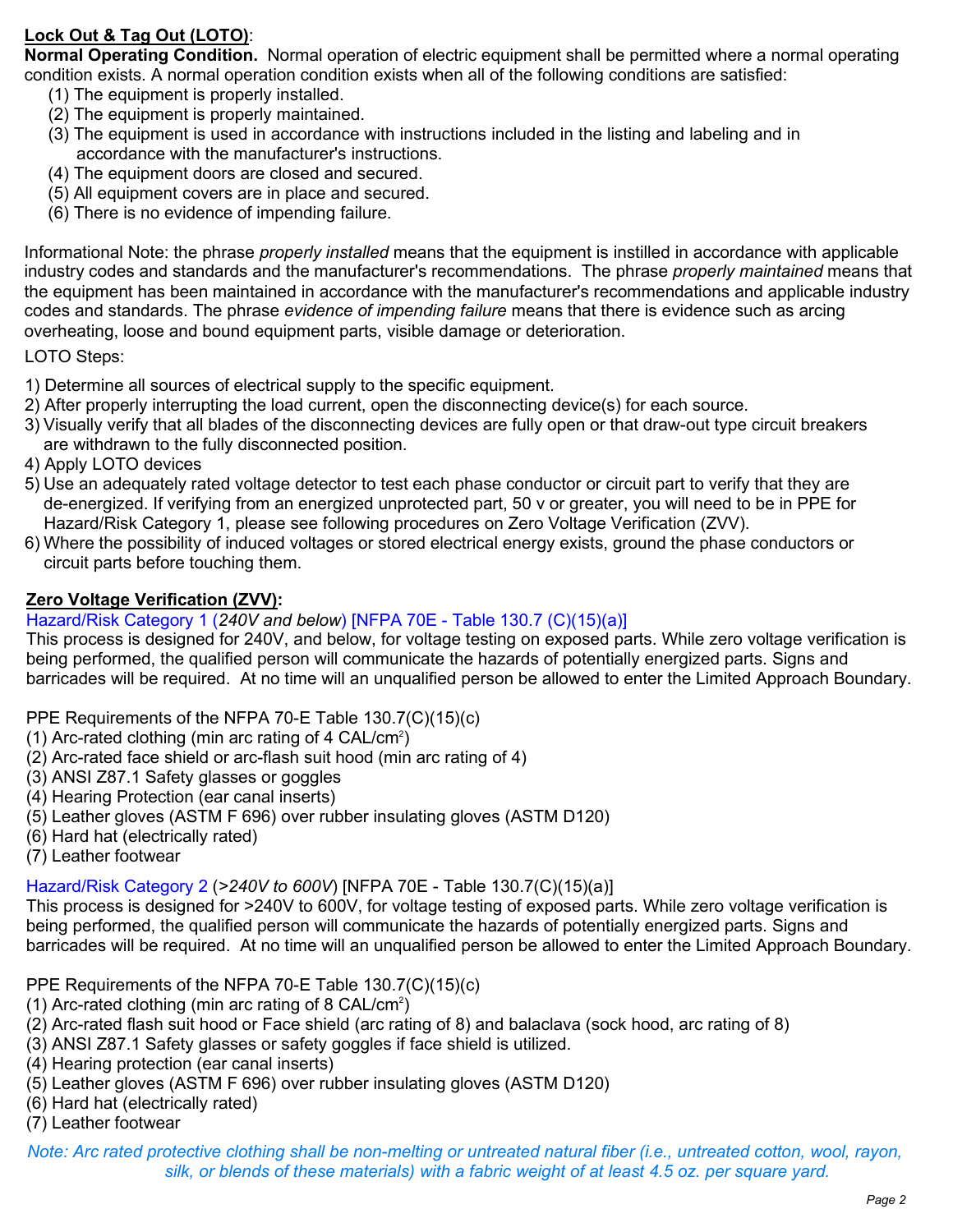## Lock Out & Tag Out (LOTO):

**Normal Operating Condition.** Normal operation of electric equipment shall be permitted where a normal operating condition exists. A normal operation condition exists when all of the following conditions are satisfied:

(1) The equipment is properly installed.
(2) The equipment is properly maintained.
(3) The equipment is used in accordance with instructions included in the listing and labeling and in accordance with the manufacturer's instructions.
(4) The equipment doors are closed and secured.
(5) All equipment covers are in place and secured.
(6) There is no evidence of impending failure.

Informational Note: the phrase *properly installed* means that the equipment is instilled in accordance with applicable industry codes and standards and the manufacturer's recommendations. The phrase *properly maintained* means that the equipment has been maintained in accordance with the manufacturer's recommendations and applicable industry codes and standards. The phrase *evidence of impending failure* means that there is evidence such as arcing overheating, loose and bound equipment parts, visible damage or deterioration.

LOTO Steps:

1) Determine all sources of electrical supply to the specific equipment.
2) After properly interrupting the load current, open the disconnecting device(s) for each source.
3) Visually verify that all blades of the disconnecting devices are fully open or that draw-out type circuit breakers are withdrawn to the fully disconnected position.
4) Apply LOTO devices
5) Use an adequately rated voltage detector to test each phase conductor or circuit part to verify that they are de-energized. If verifying from an energized unprotected part, 50 v or greater, you will need to be in PPE for Hazard/Risk Category 1, please see following procedures on Zero Voltage Verification (ZVV).
6) Where the possibility of induced voltages or stored electrical energy exists, ground the phase conductors or circuit parts before touching them.

## Zero Voltage Verification (ZVV):

Hazard/Risk Category 1 (*240V and below*) [NFPA 70E - Table 130.7 (C)(15)(a)]

This process is designed for 240V, and below, for voltage testing on exposed parts. While zero voltage verification is being performed, the qualified person will communicate the hazards of potentially energized parts. Signs and barricades will be required. At no time will an unqualified person be allowed to enter the Limited Approach Boundary.

PPE Requirements of the NFPA 70-E Table 130.7(C)(15)(c)

(1) Arc-rated clothing (min arc rating of 4 $CAL/cm^2$)
(2) Arc-rated face shield or arc-flash suit hood (min arc rating of 4)
(3) ANSI Z87.1 Safety glasses or goggles
(4) Hearing Protection (ear canal inserts)
(5) Leather gloves (ASTM F 696) over rubber insulating gloves (ASTM D120)
(6) Hard hat (electrically rated)
(7) Leather footwear

Hazard/Risk Category 2 (*>240V to 600V*) [NFPA 70E - Table 130.7(C)(15)(a)]

This process is designed for >240V to 600V, for voltage testing of exposed parts. While zero voltage verification is being performed, the qualified person will communicate the hazards of potentially energized parts. Signs and barricades will be required. At no time will an unqualified person be allowed to enter the Limited Approach Boundary.

PPE Requirements of the NFPA 70-E Table 130.7(C)(15)(c)

(1) Arc-rated clothing (min arc rating of 8 $CAL/cm^2$)
(2) Arc-rated flash suit hood or Face shield (arc rating of 8) and balaclava (sock hood, arc rating of 8)
(3) ANSI Z87.1 Safety glasses or safety goggles if face shield is utilized.
(4) Hearing protection (ear canal inserts)
(5) Leather gloves (ASTM F 696) over rubber insulating gloves (ASTM D120)
(6) Hard hat (electrically rated)
(7) Leather footwear

*Note: Arc rated protective clothing shall be non-melting or untreated natural fiber (i.e., untreated cotton, wool, rayon, silk, or blends of these materials) with a fabric weight of at least 4.5 oz. per square yard.*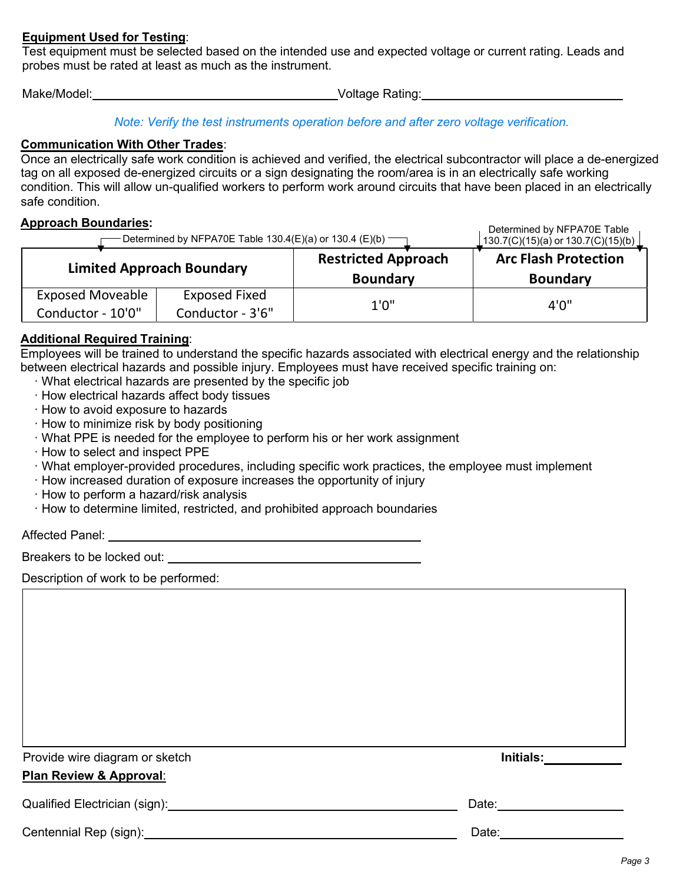**Equipment Used for Testing**:
Test equipment must be selected based on the intended use and expected voltage or current rating. Leads and probes must be rated at least as much as the instrument.

Make/Model:\_\_\_\_\_\_\_\_\_\_\_\_\_\_\_\_\_\_\_\_\_\_\_\_\_\_\_\_\_\_\_\_\_\_\_\_Voltage Rating:\_\_\_\_\_\_\_\_\_\_\_\_\_\_\_\_\_\_\_\_\_\_\_\_\_\_\_\_\_\_

*Note: Verify the test instruments operation before and after zero voltage verification.*

**Communication With Other Trades**:
Once an electrically safe work condition is achieved and verified, the electrical subcontractor will place a de-energized tag on all exposed de-energized circuits or a sign designating the room/area is in an electrically safe working condition. This will allow un-qualified workers to perform work around circuits that have been placed in an electrically safe condition.

**Approach Boundaries:**

Determined by NFPA70E Table 130.4(E)(a) or 130.4 (E)(b)

Determined by NFPA70E Table 130.7(C)(15)(a) or 130.7(C)(15)(b)

| Limited Approach Boundary | | Restricted Approach Boundary | Arc Flash Protection Boundary |
|---|---|---|---|
| Exposed Moveable Conductor - 10'0" | Exposed Fixed Conductor - 3'6" | 1'0" | 4'0" |

**Additional Required Training**:
Employees will be trained to understand the specific hazards associated with electrical energy and the relationship between electrical hazards and possible injury. Employees must have received specific training on:

- What electrical hazards are presented by the specific job
- How electrical hazards affect body tissues
- How to avoid exposure to hazards
- How to minimize risk by body positioning
- What PPE is needed for the employee to perform his or her work assignment
- How to select and inspect PPE
- What employer-provided procedures, including specific work practices, the employee must implement
- How increased duration of exposure increases the opportunity of injury
- How to perform a hazard/risk analysis
- How to determine limited, restricted, and prohibited approach boundaries

Affected Panel: \_\_\_\_\_\_\_\_\_\_\_\_\_\_\_\_\_\_\_\_\_\_\_\_\_\_\_\_\_\_\_\_\_\_\_\_\_\_\_\_

Breakers to be locked out: \_\_\_\_\_\_\_\_\_\_\_\_\_\_\_\_\_\_\_\_\_\_\_\_\_\_\_\_\_\_\_\_\_\_

Description of work to be performed:

Provide wire diagram or sketch **Initials:**\_\_\_\_\_\_\_\_\_\_\_

**Plan Review & Approval**:

Qualified Electrician (sign):\_\_\_\_\_\_\_\_\_\_\_\_\_\_\_\_\_\_\_\_\_\_\_\_\_\_\_\_\_\_\_\_\_\_\_\_\_\_\_\_ Date:\_\_\_\_\_\_\_\_\_\_\_\_\_\_\_\_\_

Centennial Rep (sign):\_\_\_\_\_\_\_\_\_\_\_\_\_\_\_\_\_\_\_\_\_\_\_\_\_\_\_\_\_\_\_\_\_\_\_\_\_\_\_\_\_\_\_ Date:\_\_\_\_\_\_\_\_\_\_\_\_\_\_\_\_\_